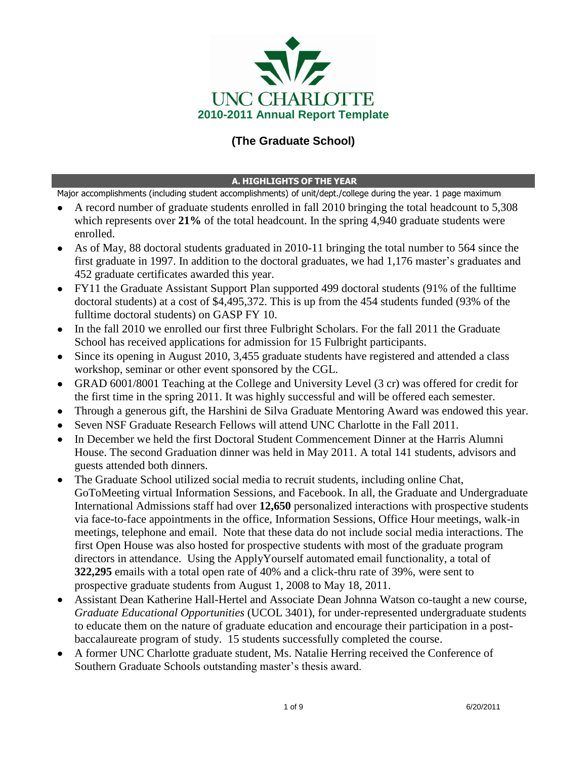# UNC CHARLOTTE

## 2010-2011 Annual Report Template

## (The Graduate School)

### A. HIGHLIGHTS OF THE YEAR

Major accomplishments (including student accomplishments) of unit/dept./college during the year. 1 page maximum

- A record number of graduate students enrolled in fall 2010 bringing the total headcount to 5,308 which represents over **21%** of the total headcount. In the spring 4,940 graduate students were enrolled.
- As of May, 88 doctoral students graduated in 2010-11 bringing the total number to 564 since the first graduate in 1997. In addition to the doctoral graduates, we had 1,176 master's graduates and 452 graduate certificates awarded this year.
- FY11 the Graduate Assistant Support Plan supported 499 doctoral students (91% of the fulltime doctoral students) at a cost of $4,495,372. This is up from the 454 students funded (93% of the fulltime doctoral students) on GASP FY 10.
- In the fall 2010 we enrolled our first three Fulbright Scholars. For the fall 2011 the Graduate School has received applications for admission for 15 Fulbright participants.
- Since its opening in August 2010, 3,455 graduate students have registered and attended a class workshop, seminar or other event sponsored by the CGL.
- GRAD 6001/8001 Teaching at the College and University Level (3 cr) was offered for credit for the first time in the spring 2011. It was highly successful and will be offered each semester.
- Through a generous gift, the Harshini de Silva Graduate Mentoring Award was endowed this year.
- Seven NSF Graduate Research Fellows will attend UNC Charlotte in the Fall 2011.
- In December we held the first Doctoral Student Commencement Dinner at the Harris Alumni House. The second Graduation dinner was held in May 2011. A total 141 students, advisors and guests attended both dinners.
- The Graduate School utilized social media to recruit students, including online Chat, GoToMeeting virtual Information Sessions, and Facebook. In all, the Graduate and Undergraduate International Admissions staff had over **12,650** personalized interactions with prospective students via face-to-face appointments in the office, Information Sessions, Office Hour meetings, walk-in meetings, telephone and email. Note that these data do not include social media interactions. The first Open House was also hosted for prospective students with most of the graduate program directors in attendance. Using the ApplyYourself automated email functionality, a total of **322,295** emails with a total open rate of 40% and a click-thru rate of 39%, were sent to prospective graduate students from August 1, 2008 to May 18, 2011.
- Assistant Dean Katherine Hall-Hertel and Associate Dean Johnna Watson co-taught a new course, *Graduate Educational Opportunities* (UCOL 3401), for under-represented undergraduate students to educate them on the nature of graduate education and encourage their participation in a post-baccalaureate program of study. 15 students successfully completed the course.
- A former UNC Charlotte graduate student, Ms. Natalie Herring received the Conference of Southern Graduate Schools outstanding master's thesis award.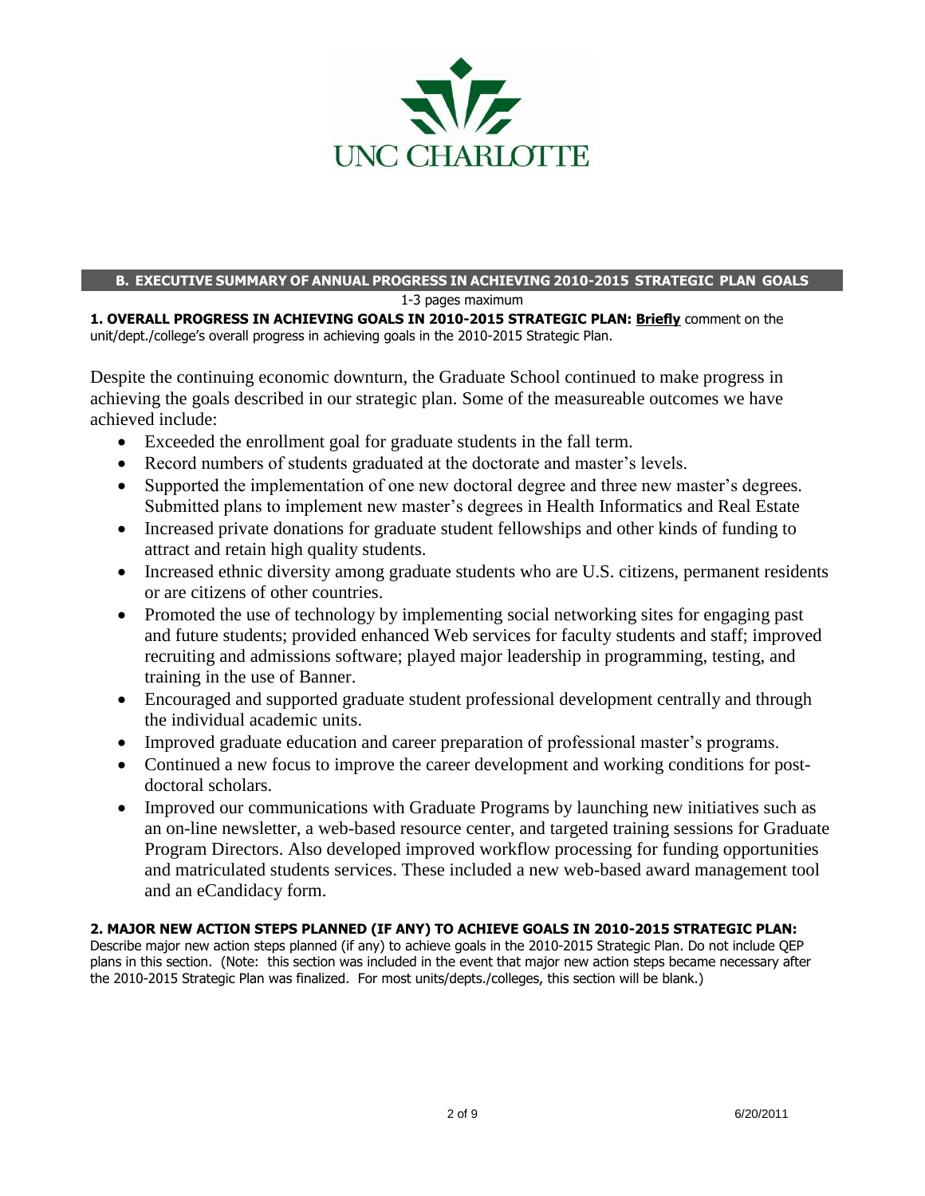## B. EXECUTIVE SUMMARY OF ANNUAL PROGRESS IN ACHIEVING 2010-2015 STRATEGIC PLAN GOALS

1-3 pages maximum

**1. OVERALL PROGRESS IN ACHIEVING GOALS IN 2010-2015 STRATEGIC PLAN: Briefly** comment on the unit/dept./college's overall progress in achieving goals in the 2010-2015 Strategic Plan.

Despite the continuing economic downturn, the Graduate School continued to make progress in achieving the goals described in our strategic plan. Some of the measureable outcomes we have achieved include:

- Exceeded the enrollment goal for graduate students in the fall term.
- Record numbers of students graduated at the doctorate and master's levels.
- Supported the implementation of one new doctoral degree and three new master's degrees. Submitted plans to implement new master's degrees in Health Informatics and Real Estate
- Increased private donations for graduate student fellowships and other kinds of funding to attract and retain high quality students.
- Increased ethnic diversity among graduate students who are U.S. citizens, permanent residents or are citizens of other countries.
- Promoted the use of technology by implementing social networking sites for engaging past and future students; provided enhanced Web services for faculty students and staff; improved recruiting and admissions software; played major leadership in programming, testing, and training in the use of Banner.
- Encouraged and supported graduate student professional development centrally and through the individual academic units.
- Improved graduate education and career preparation of professional master's programs.
- Continued a new focus to improve the career development and working conditions for post-doctoral scholars.
- Improved our communications with Graduate Programs by launching new initiatives such as an on-line newsletter, a web-based resource center, and targeted training sessions for Graduate Program Directors. Also developed improved workflow processing for funding opportunities and matriculated students services. These included a new web-based award management tool and an eCandidacy form.

**2. MAJOR NEW ACTION STEPS PLANNED (IF ANY) TO ACHIEVE GOALS IN 2010-2015 STRATEGIC PLAN:** Describe major new action steps planned (if any) to achieve goals in the 2010-2015 Strategic Plan. Do not include QEP plans in this section. (Note: this section was included in the event that major new action steps became necessary after the 2010-2015 Strategic Plan was finalized. For most units/depts./colleges, this section will be blank.)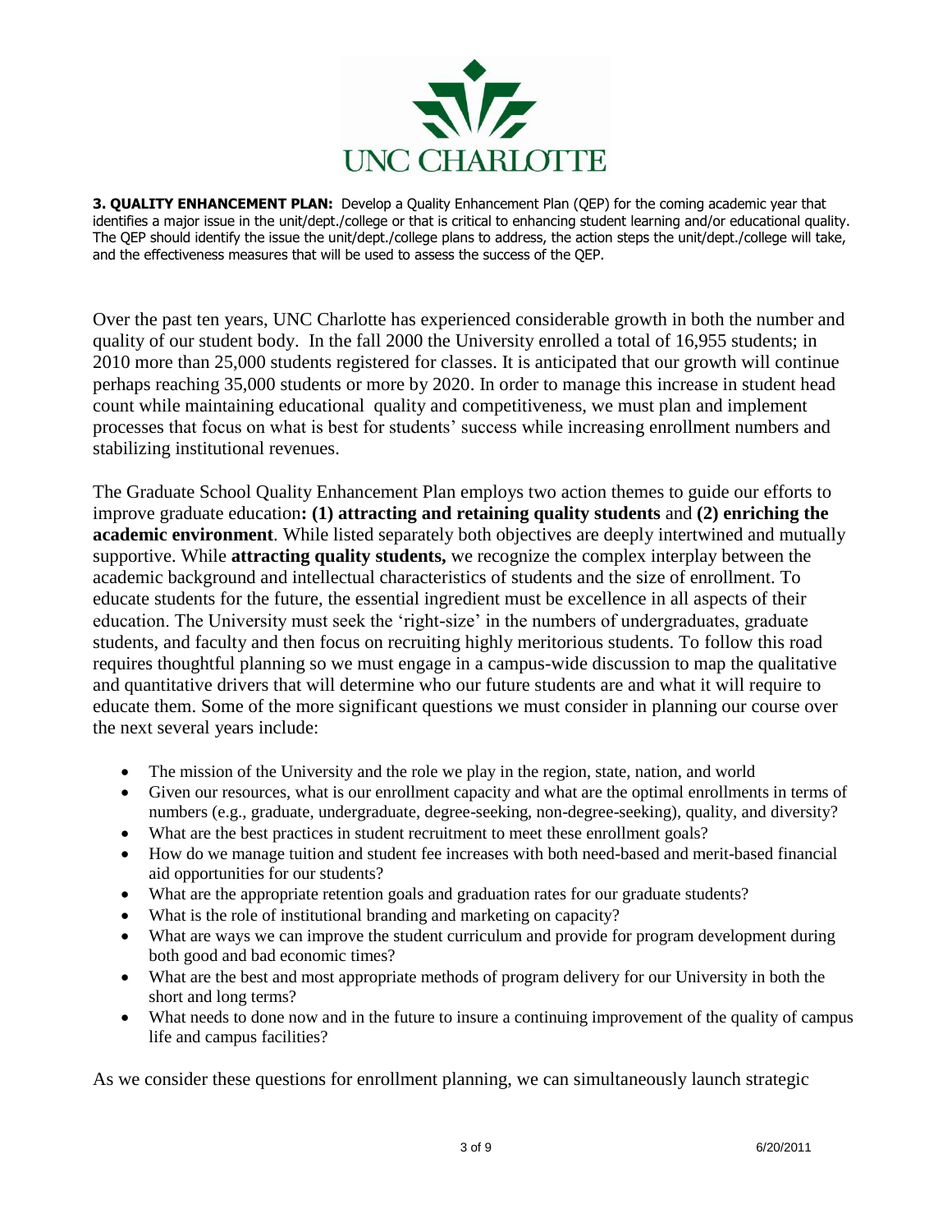**3. QUALITY ENHANCEMENT PLAN:** Develop a Quality Enhancement Plan (QEP) for the coming academic year that identifies a major issue in the unit/dept./college or that is critical to enhancing student learning and/or educational quality. The QEP should identify the issue the unit/dept./college plans to address, the action steps the unit/dept./college will take, and the effectiveness measures that will be used to assess the success of the QEP.

Over the past ten years, UNC Charlotte has experienced considerable growth in both the number and quality of our student body. In the fall 2000 the University enrolled a total of 16,955 students; in 2010 more than 25,000 students registered for classes. It is anticipated that our growth will continue perhaps reaching 35,000 students or more by 2020. In order to manage this increase in student head count while maintaining educational quality and competitiveness, we must plan and implement processes that focus on what is best for students' success while increasing enrollment numbers and stabilizing institutional revenues.

The Graduate School Quality Enhancement Plan employs two action themes to guide our efforts to improve graduate education**: (1) attracting and retaining quality students** and **(2) enriching the academic environment**. While listed separately both objectives are deeply intertwined and mutually supportive. While **attracting quality students,** we recognize the complex interplay between the academic background and intellectual characteristics of students and the size of enrollment. To educate students for the future, the essential ingredient must be excellence in all aspects of their education. The University must seek the 'right-size' in the numbers of undergraduates, graduate students, and faculty and then focus on recruiting highly meritorious students. To follow this road requires thoughtful planning so we must engage in a campus-wide discussion to map the qualitative and quantitative drivers that will determine who our future students are and what it will require to educate them. Some of the more significant questions we must consider in planning our course over the next several years include:

- The mission of the University and the role we play in the region, state, nation, and world
- Given our resources, what is our enrollment capacity and what are the optimal enrollments in terms of numbers (e.g., graduate, undergraduate, degree-seeking, non-degree-seeking), quality, and diversity?
- What are the best practices in student recruitment to meet these enrollment goals?
- How do we manage tuition and student fee increases with both need-based and merit-based financial aid opportunities for our students?
- What are the appropriate retention goals and graduation rates for our graduate students?
- What is the role of institutional branding and marketing on capacity?
- What are ways we can improve the student curriculum and provide for program development during both good and bad economic times?
- What are the best and most appropriate methods of program delivery for our University in both the short and long terms?
- What needs to done now and in the future to insure a continuing improvement of the quality of campus life and campus facilities?

As we consider these questions for enrollment planning, we can simultaneously launch strategic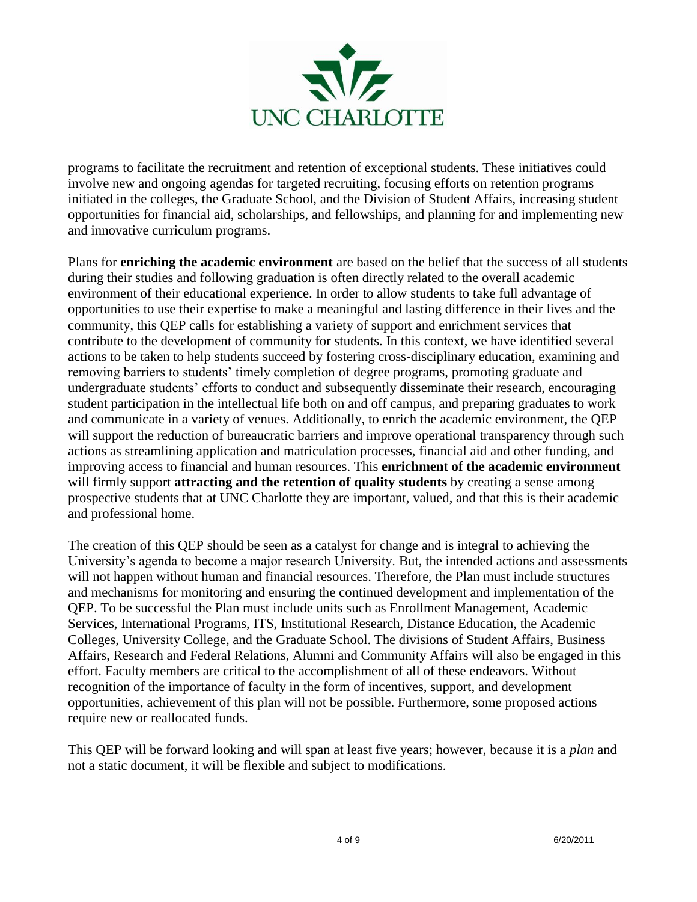programs to facilitate the recruitment and retention of exceptional students. These initiatives could involve new and ongoing agendas for targeted recruiting, focusing efforts on retention programs initiated in the colleges, the Graduate School, and the Division of Student Affairs, increasing student opportunities for financial aid, scholarships, and fellowships, and planning for and implementing new and innovative curriculum programs.

Plans for **enriching the academic environment** are based on the belief that the success of all students during their studies and following graduation is often directly related to the overall academic environment of their educational experience. In order to allow students to take full advantage of opportunities to use their expertise to make a meaningful and lasting difference in their lives and the community, this QEP calls for establishing a variety of support and enrichment services that contribute to the development of community for students. In this context, we have identified several actions to be taken to help students succeed by fostering cross-disciplinary education, examining and removing barriers to students' timely completion of degree programs, promoting graduate and undergraduate students' efforts to conduct and subsequently disseminate their research, encouraging student participation in the intellectual life both on and off campus, and preparing graduates to work and communicate in a variety of venues. Additionally, to enrich the academic environment, the QEP will support the reduction of bureaucratic barriers and improve operational transparency through such actions as streamlining application and matriculation processes, financial aid and other funding, and improving access to financial and human resources. This **enrichment of the academic environment** will firmly support **attracting and the retention of quality students** by creating a sense among prospective students that at UNC Charlotte they are important, valued, and that this is their academic and professional home.

The creation of this QEP should be seen as a catalyst for change and is integral to achieving the University's agenda to become a major research University. But, the intended actions and assessments will not happen without human and financial resources. Therefore, the Plan must include structures and mechanisms for monitoring and ensuring the continued development and implementation of the QEP. To be successful the Plan must include units such as Enrollment Management, Academic Services, International Programs, ITS, Institutional Research, Distance Education, the Academic Colleges, University College, and the Graduate School. The divisions of Student Affairs, Business Affairs, Research and Federal Relations, Alumni and Community Affairs will also be engaged in this effort. Faculty members are critical to the accomplishment of all of these endeavors. Without recognition of the importance of faculty in the form of incentives, support, and development opportunities, achievement of this plan will not be possible. Furthermore, some proposed actions require new or reallocated funds.

This QEP will be forward looking and will span at least five years; however, because it is a *plan* and not a static document, it will be flexible and subject to modifications.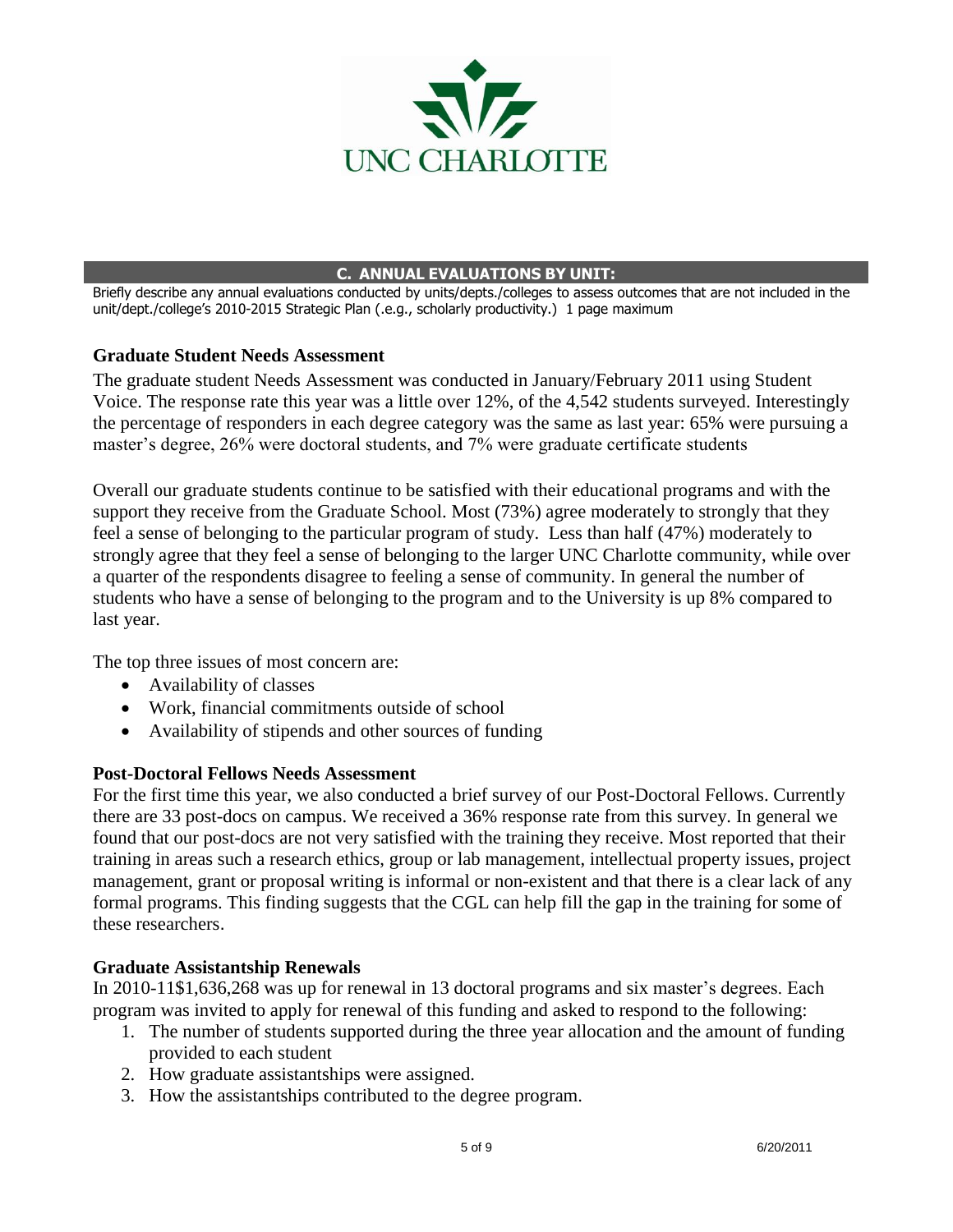## C. ANNUAL EVALUATIONS BY UNIT:

Briefly describe any annual evaluations conducted by units/depts./colleges to assess outcomes that are not included in the unit/dept./college's 2010-2015 Strategic Plan (.e.g., scholarly productivity.) 1 page maximum

### Graduate Student Needs Assessment

The graduate student Needs Assessment was conducted in January/February 2011 using Student Voice. The response rate this year was a little over 12%, of the 4,542 students surveyed. Interestingly the percentage of responders in each degree category was the same as last year: 65% were pursuing a master's degree, 26% were doctoral students, and 7% were graduate certificate students

Overall our graduate students continue to be satisfied with their educational programs and with the support they receive from the Graduate School. Most (73%) agree moderately to strongly that they feel a sense of belonging to the particular program of study. Less than half (47%) moderately to strongly agree that they feel a sense of belonging to the larger UNC Charlotte community, while over a quarter of the respondents disagree to feeling a sense of community. In general the number of students who have a sense of belonging to the program and to the University is up 8% compared to last year.

The top three issues of most concern are:

- Availability of classes
- Work, financial commitments outside of school
- Availability of stipends and other sources of funding

### Post-Doctoral Fellows Needs Assessment

For the first time this year, we also conducted a brief survey of our Post-Doctoral Fellows. Currently there are 33 post-docs on campus. We received a 36% response rate from this survey. In general we found that our post-docs are not very satisfied with the training they receive. Most reported that their training in areas such a research ethics, group or lab management, intellectual property issues, project management, grant or proposal writing is informal or non-existent and that there is a clear lack of any formal programs. This finding suggests that the CGL can help fill the gap in the training for some of these researchers.

### Graduate Assistantship Renewals

In 2010-11$1,636,268 was up for renewal in 13 doctoral programs and six master's degrees. Each program was invited to apply for renewal of this funding and asked to respond to the following:

1. The number of students supported during the three year allocation and the amount of funding provided to each student
2. How graduate assistantships were assigned.
3. How the assistantships contributed to the degree program.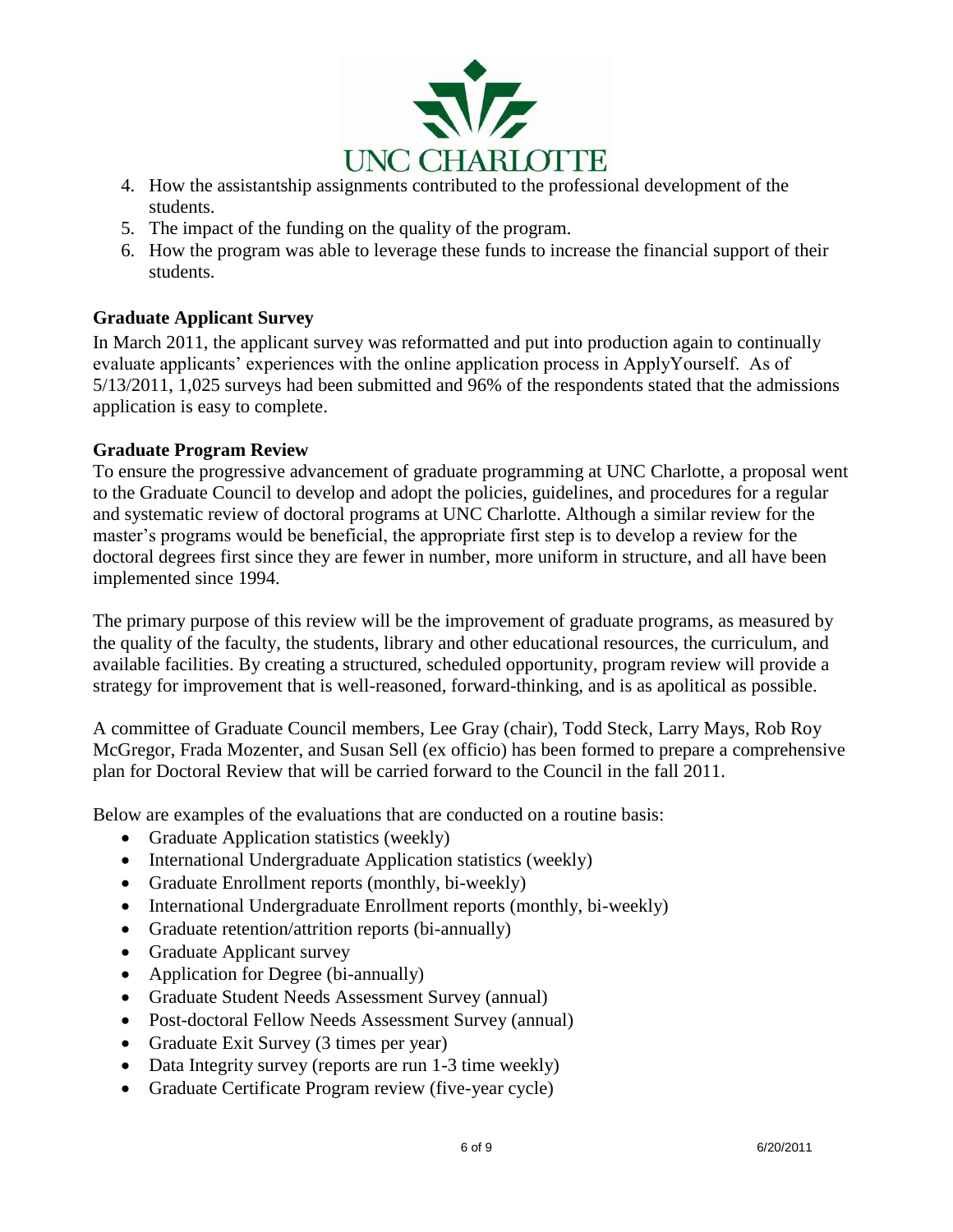4. How the assistantship assignments contributed to the professional development of the students.
5. The impact of the funding on the quality of the program.
6. How the program was able to leverage these funds to increase the financial support of their students.

**Graduate Applicant Survey**

In March 2011, the applicant survey was reformatted and put into production again to continually evaluate applicants' experiences with the online application process in ApplyYourself. As of 5/13/2011, 1,025 surveys had been submitted and 96% of the respondents stated that the admissions application is easy to complete.

**Graduate Program Review**

To ensure the progressive advancement of graduate programming at UNC Charlotte, a proposal went to the Graduate Council to develop and adopt the policies, guidelines, and procedures for a regular and systematic review of doctoral programs at UNC Charlotte. Although a similar review for the master's programs would be beneficial, the appropriate first step is to develop a review for the doctoral degrees first since they are fewer in number, more uniform in structure, and all have been implemented since 1994.

The primary purpose of this review will be the improvement of graduate programs, as measured by the quality of the faculty, the students, library and other educational resources, the curriculum, and available facilities. By creating a structured, scheduled opportunity, program review will provide a strategy for improvement that is well-reasoned, forward-thinking, and is as apolitical as possible.

A committee of Graduate Council members, Lee Gray (chair), Todd Steck, Larry Mays, Rob Roy McGregor, Frada Mozenter, and Susan Sell (ex officio) has been formed to prepare a comprehensive plan for Doctoral Review that will be carried forward to the Council in the fall 2011.

Below are examples of the evaluations that are conducted on a routine basis:

- Graduate Application statistics (weekly)
- International Undergraduate Application statistics (weekly)
- Graduate Enrollment reports (monthly, bi-weekly)
- International Undergraduate Enrollment reports (monthly, bi-weekly)
- Graduate retention/attrition reports (bi-annually)
- Graduate Applicant survey
- Application for Degree (bi-annually)
- Graduate Student Needs Assessment Survey (annual)
- Post-doctoral Fellow Needs Assessment Survey (annual)
- Graduate Exit Survey (3 times per year)
- Data Integrity survey (reports are run 1-3 time weekly)
- Graduate Certificate Program review (five-year cycle)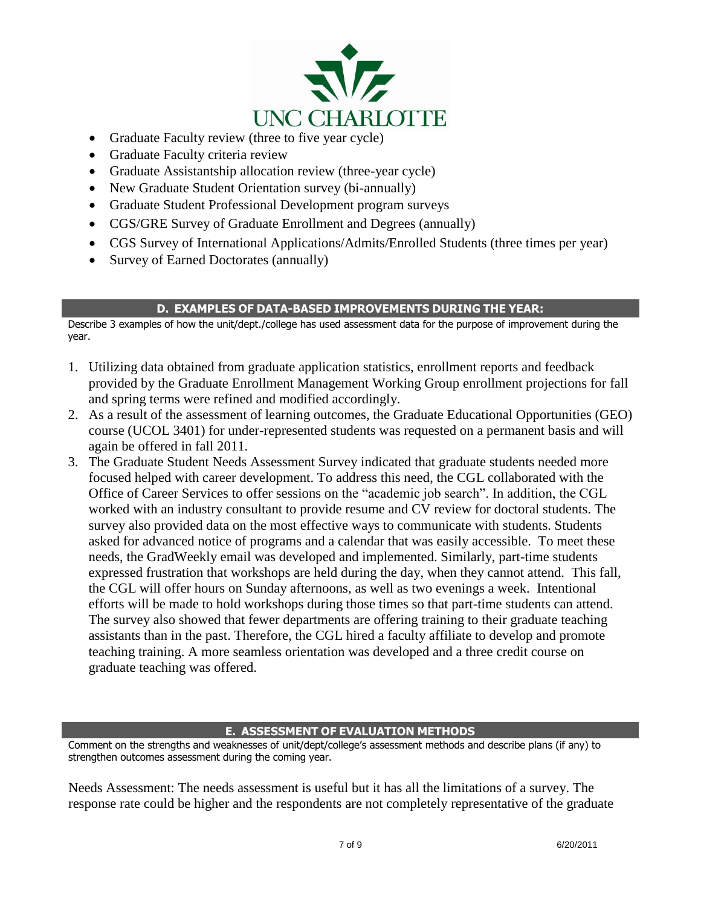- Graduate Faculty review (three to five year cycle)
- Graduate Faculty criteria review
- Graduate Assistantship allocation review (three-year cycle)
- New Graduate Student Orientation survey (bi-annually)
- Graduate Student Professional Development program surveys
- CGS/GRE Survey of Graduate Enrollment and Degrees (annually)
- CGS Survey of International Applications/Admits/Enrolled Students (three times per year)
- Survey of Earned Doctorates (annually)

## D. EXAMPLES OF DATA-BASED IMPROVEMENTS DURING THE YEAR:

Describe 3 examples of how the unit/dept./college has used assessment data for the purpose of improvement during the year.

1. Utilizing data obtained from graduate application statistics, enrollment reports and feedback provided by the Graduate Enrollment Management Working Group enrollment projections for fall and spring terms were refined and modified accordingly.
2. As a result of the assessment of learning outcomes, the Graduate Educational Opportunities (GEO) course (UCOL 3401) for under-represented students was requested on a permanent basis and will again be offered in fall 2011.
3. The Graduate Student Needs Assessment Survey indicated that graduate students needed more focused helped with career development. To address this need, the CGL collaborated with the Office of Career Services to offer sessions on the "academic job search". In addition, the CGL worked with an industry consultant to provide resume and CV review for doctoral students. The survey also provided data on the most effective ways to communicate with students. Students asked for advanced notice of programs and a calendar that was easily accessible. To meet these needs, the GradWeekly email was developed and implemented. Similarly, part-time students expressed frustration that workshops are held during the day, when they cannot attend. This fall, the CGL will offer hours on Sunday afternoons, as well as two evenings a week. Intentional efforts will be made to hold workshops during those times so that part-time students can attend. The survey also showed that fewer departments are offering training to their graduate teaching assistants than in the past. Therefore, the CGL hired a faculty affiliate to develop and promote teaching training. A more seamless orientation was developed and a three credit course on graduate teaching was offered.

## E. ASSESSMENT OF EVALUATION METHODS

Comment on the strengths and weaknesses of unit/dept/college's assessment methods and describe plans (if any) to strengthen outcomes assessment during the coming year.

Needs Assessment: The needs assessment is useful but it has all the limitations of a survey. The response rate could be higher and the respondents are not completely representative of the graduate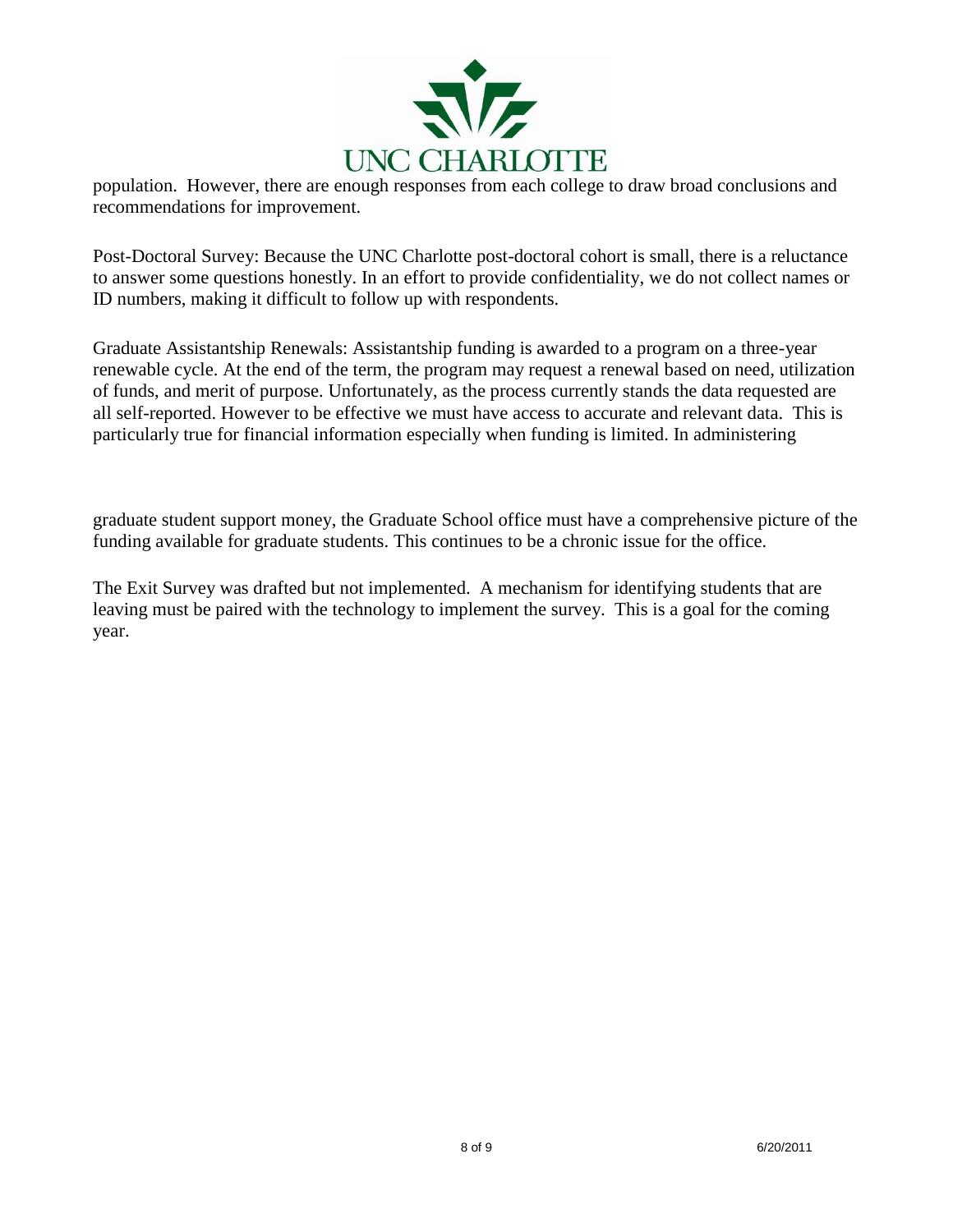population. However, there are enough responses from each college to draw broad conclusions and recommendations for improvement.

Post-Doctoral Survey: Because the UNC Charlotte post-doctoral cohort is small, there is a reluctance to answer some questions honestly. In an effort to provide confidentiality, we do not collect names or ID numbers, making it difficult to follow up with respondents.

Graduate Assistantship Renewals: Assistantship funding is awarded to a program on a three-year renewable cycle. At the end of the term, the program may request a renewal based on need, utilization of funds, and merit of purpose. Unfortunately, as the process currently stands the data requested are all self-reported. However to be effective we must have access to accurate and relevant data. This is particularly true for financial information especially when funding is limited. In administering graduate student support money, the Graduate School office must have a comprehensive picture of the funding available for graduate students. This continues to be a chronic issue for the office.

The Exit Survey was drafted but not implemented. A mechanism for identifying students that are leaving must be paired with the technology to implement the survey. This is a goal for the coming year.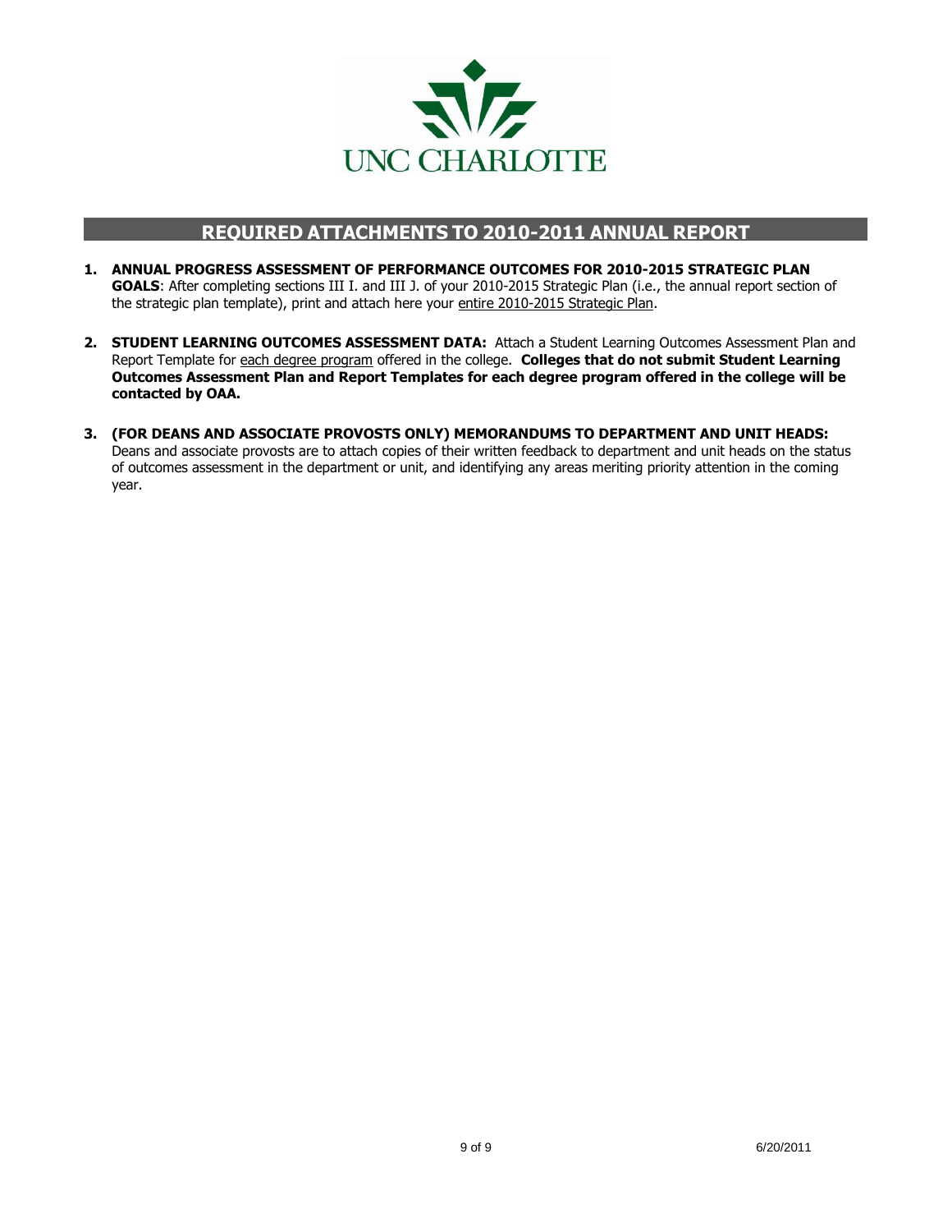UNC CHARLOTTE

## REQUIRED ATTACHMENTS TO 2010-2011 ANNUAL REPORT

1. **ANNUAL PROGRESS ASSESSMENT OF PERFORMANCE OUTCOMES FOR 2010-2015 STRATEGIC PLAN GOALS**: After completing sections III I. and III J. of your 2010-2015 Strategic Plan (i.e., the annual report section of the strategic plan template), print and attach here your entire 2010-2015 Strategic Plan.

2. **STUDENT LEARNING OUTCOMES ASSESSMENT DATA:** Attach a Student Learning Outcomes Assessment Plan and Report Template for each degree program offered in the college. **Colleges that do not submit Student Learning Outcomes Assessment Plan and Report Templates for each degree program offered in the college will be contacted by OAA.**

3. **(FOR DEANS AND ASSOCIATE PROVOSTS ONLY) MEMORANDUMS TO DEPARTMENT AND UNIT HEADS:** Deans and associate provosts are to attach copies of their written feedback to department and unit heads on the status of outcomes assessment in the department or unit, and identifying any areas meriting priority attention in the coming year.